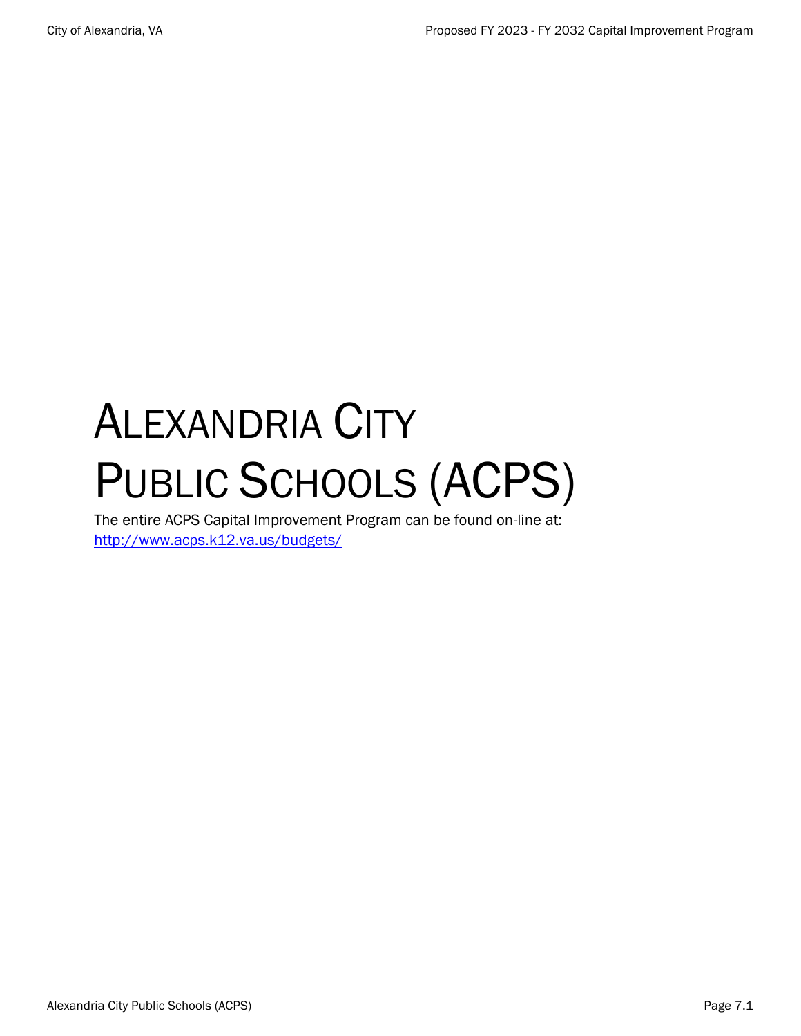# ALEXANDRIA CITY PUBLIC SCHOOLS (ACPS)

The entire ACPS Capital Improvement Program can be found on-line at: http://www.acps.k12.va.us/budgets/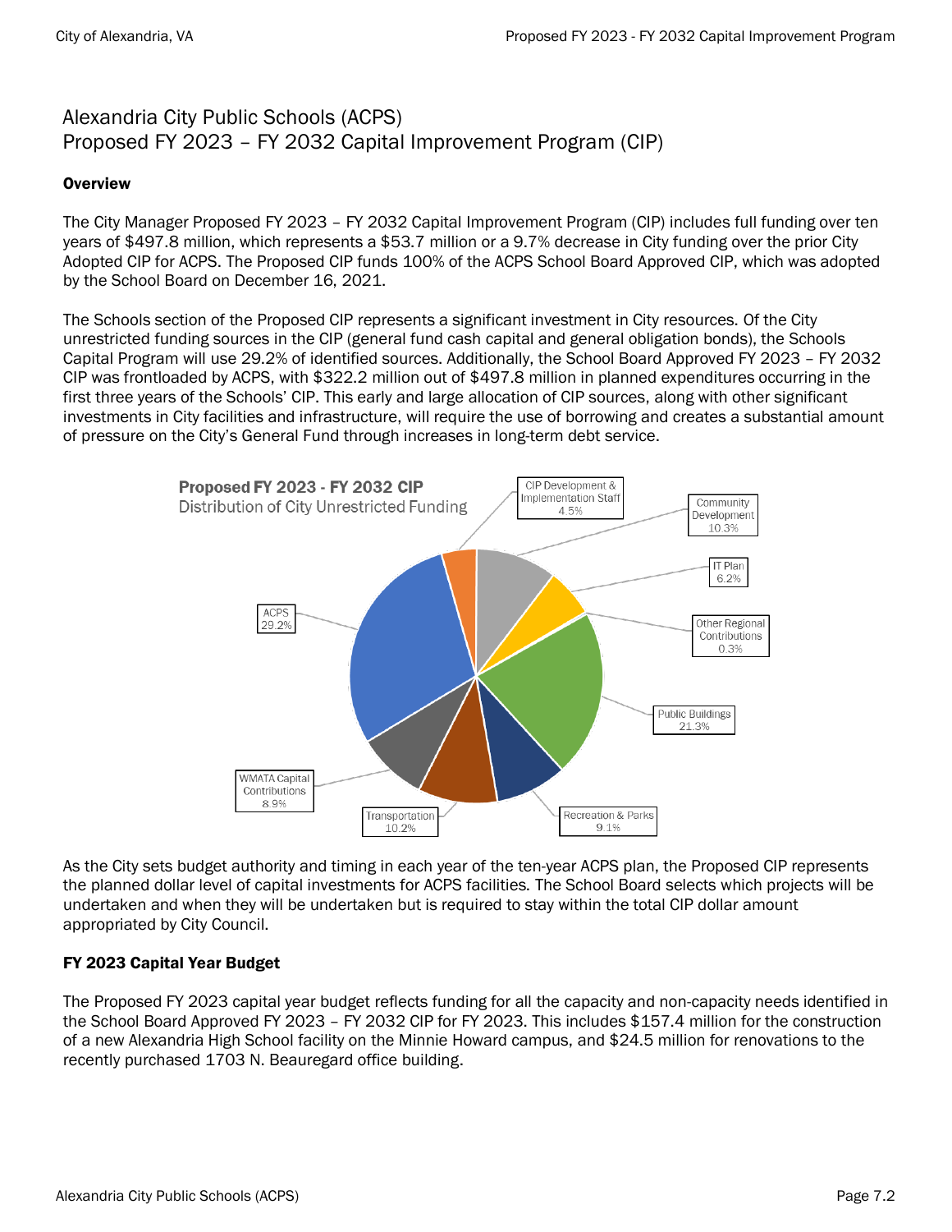# Alexandria City Public Schools (ACPS)
# Proposed FY 2023 – FY 2032 Capital Improvement Program (CIP)

**Overview**

The City Manager Proposed FY 2023 – FY 2032 Capital Improvement Program (CIP) includes full funding over ten years of $497.8 million, which represents a $53.7 million or a 9.7% decrease in City funding over the prior City Adopted CIP for ACPS. The Proposed CIP funds 100% of the ACPS School Board Approved CIP, which was adopted by the School Board on December 16, 2021.

The Schools section of the Proposed CIP represents a significant investment in City resources. Of the City unrestricted funding sources in the CIP (general fund cash capital and general obligation bonds), the Schools Capital Program will use 29.2% of identified sources. Additionally, the School Board Approved FY 2023 – FY 2032 CIP was frontloaded by ACPS, with $322.2 million out of $497.8 million in planned expenditures occurring in the first three years of the Schools' CIP. This early and large allocation of CIP sources, along with other significant investments in City facilities and infrastructure, will require the use of borrowing and creates a substantial amount of pressure on the City's General Fund through increases in long-term debt service.

**Proposed FY 2023 - FY 2032 CIP**
Distribution of City Unrestricted Funding

| Category | Share |
|---|---|
| ACPS | 29.2% |
| CIP Development & Implementation Staff | 4.5% |
| Community Development | 10.3% |
| IT Plan | 6.2% |
| Other Regional Contributions | 0.3% |
| Public Buildings | 21.3% |
| Recreation & Parks | 9.1% |
| Transportation | 10.2% |
| WMATA Capital Contributions | 8.9% |

As the City sets budget authority and timing in each year of the ten-year ACPS plan, the Proposed CIP represents the planned dollar level of capital investments for ACPS facilities. The School Board selects which projects will be undertaken and when they will be undertaken but is required to stay within the total CIP dollar amount appropriated by City Council.

**FY 2023 Capital Year Budget**

The Proposed FY 2023 capital year budget reflects funding for all the capacity and non-capacity needs identified in the School Board Approved FY 2023 – FY 2032 CIP for FY 2023. This includes $157.4 million for the construction of a new Alexandria High School facility on the Minnie Howard campus, and $24.5 million for renovations to the recently purchased 1703 N. Beauregard office building.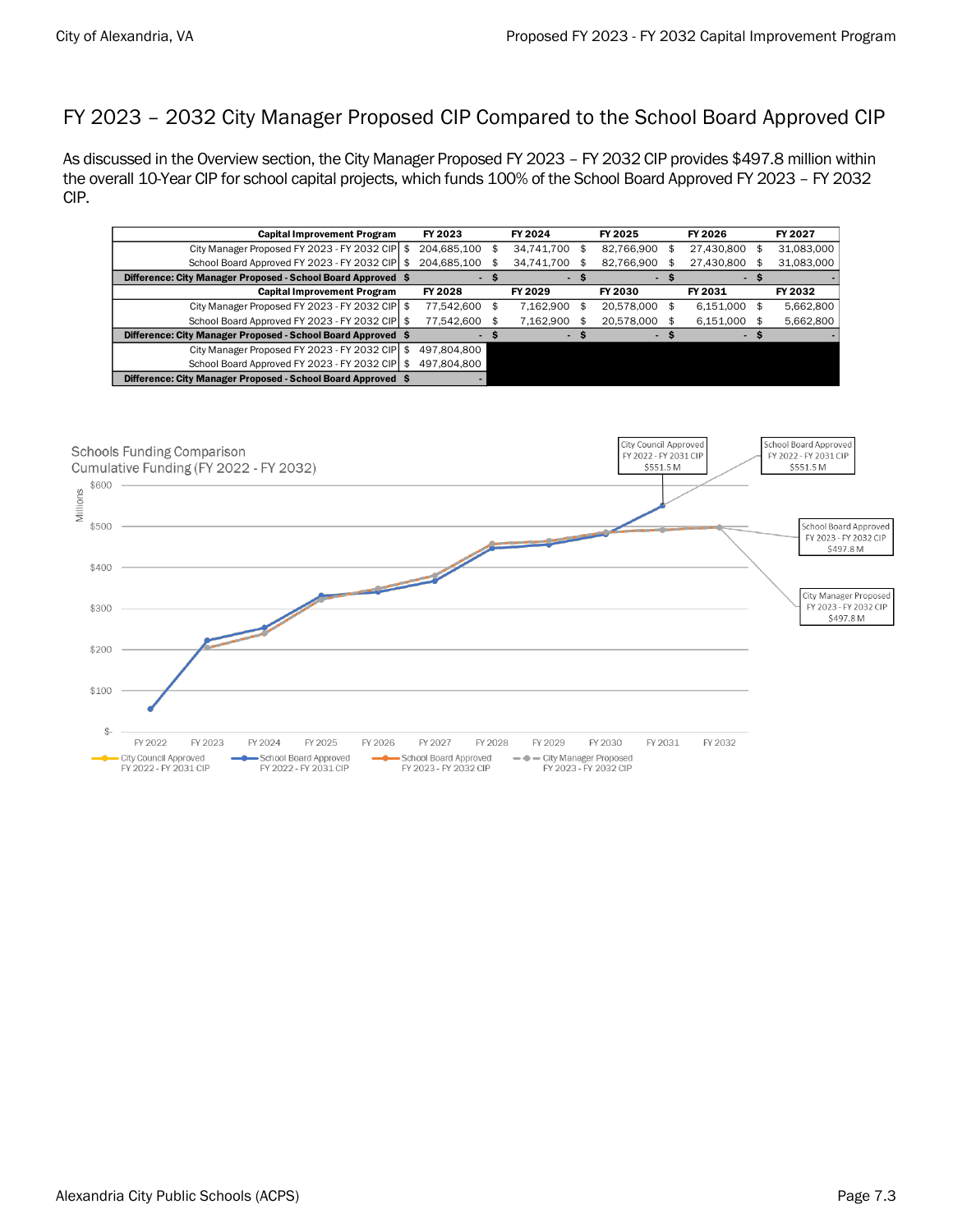# FY 2023 – 2032 City Manager Proposed CIP Compared to the School Board Approved CIP

As discussed in the Overview section, the City Manager Proposed FY 2023 – FY 2032 CIP provides $497.8 million within the overall 10-Year CIP for school capital projects, which funds 100% of the School Board Approved FY 2023 – FY 2032 CIP.

| Capital Improvement Program | FY 2023 | FY 2024 | FY 2025 | FY 2026 | FY 2027 |
|---|---|---|---|---|---|
| City Manager Proposed FY 2023 - FY 2032 CIP | $ 204,685,100 | $ 34,741,700 | $ 82,766,900 | $ 27,430,800 | $ 31,083,000 |
| School Board Approved FY 2023 - FY 2032 CIP | $ 204,685,100 | $ 34,741,700 | $ 82,766,900 | $ 27,430,800 | $ 31,083,000 |
| **Difference: City Manager Proposed - School Board Approved** | $ - | $ - | $ - | $ - | $ - |
| **Capital Improvement Program** | **FY 2028** | **FY 2029** | **FY 2030** | **FY 2031** | **FY 2032** |
| City Manager Proposed FY 2023 - FY 2032 CIP | $ 77,542,600 | $ 7,162,900 | $ 20,578,000 | $ 6,151,000 | $ 5,662,800 |
| School Board Approved FY 2023 - FY 2032 CIP | $ 77,542,600 | $ 7,162,900 | $ 20,578,000 | $ 6,151,000 | $ 5,662,800 |
| **Difference: City Manager Proposed - School Board Approved** | $ - | $ - | $ - | $ - | $ - |
| City Manager Proposed FY 2023 - FY 2032 CIP | $ 497,804,800 | | | | |
| School Board Approved FY 2023 - FY 2032 CIP | $ 497,804,800 | | | | |
| **Difference: City Manager Proposed - School Board Approved** | $ - | | | | |

Schools Funding Comparison
Cumulative Funding (FY 2022 - FY 2032)

Millions: $-, $100, $200, $300, $400, $500, $600

FY 2022, FY 2023, FY 2024, FY 2025, FY 2026, FY 2027, FY 2028, FY 2029, FY 2030, FY 2031, FY 2032

City Council Approved FY 2022 - FY 2031 CIP $551.5 M

School Board Approved FY 2022 - FY 2031 CIP $551.5 M

School Board Approved FY 2023 - FY 2032 CIP $497.8 M

City Manager Proposed FY 2023 - FY 2032 CIP $497.8 M

Legend: City Council Approved FY 2022 - FY 2031 CIP; School Board Approved FY 2022 - FY 2031 CIP; School Board Approved FY 2023 - FY 2032 CIP; City Manager Proposed FY 2023 - FY 2032 CIP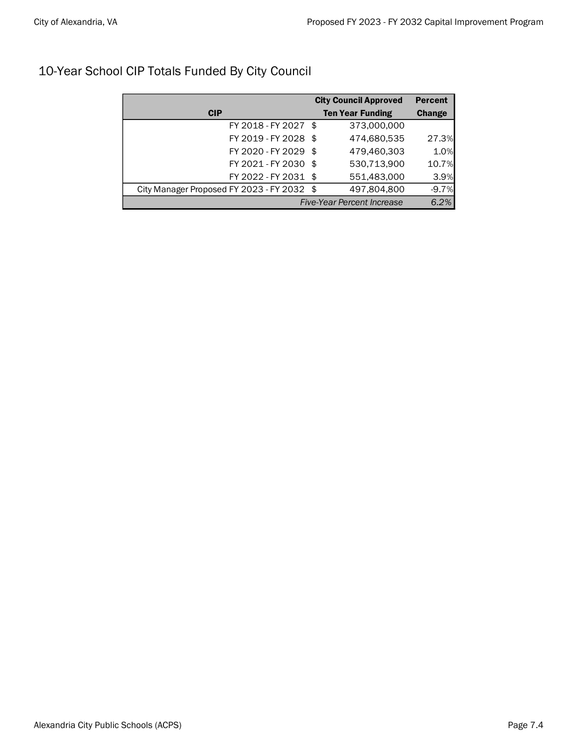# 10-Year School CIP Totals Funded By City Council

| CIP | City Council Approved Ten Year Funding | Percent Change |
|---|---|---|
| FY 2018 - FY 2027 | $ 373,000,000 | |
| FY 2019 - FY 2028 | $ 474,680,535 | 27.3% |
| FY 2020 - FY 2029 | $ 479,460,303 | 1.0% |
| FY 2021 - FY 2030 | $ 530,713,900 | 10.7% |
| FY 2022 - FY 2031 | $ 551,483,000 | 3.9% |
| City Manager Proposed FY 2023 - FY 2032 | $ 497,804,800 | -9.7% |
| | *Five-Year Percent Increase* | *6.2%* |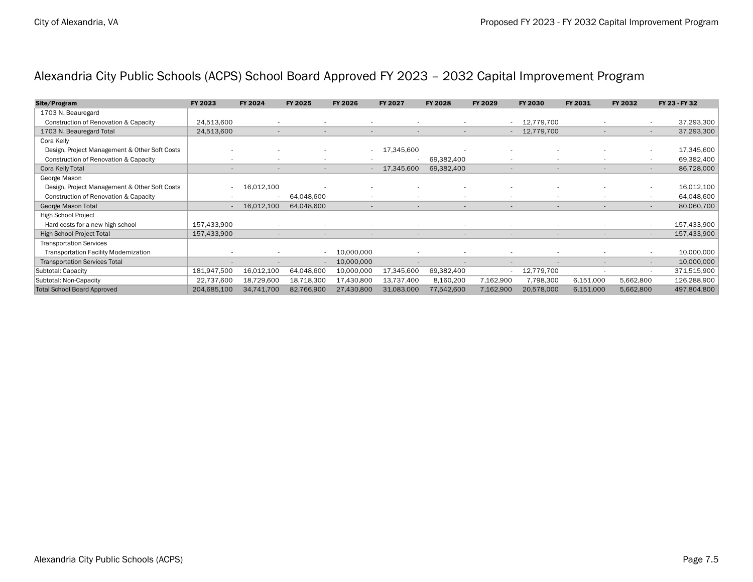# Alexandria City Public Schools (ACPS) School Board Approved FY 2023 – 2032 Capital Improvement Program

| Site/Program | FY 2023 | FY 2024 | FY 2025 | FY 2026 | FY 2027 | FY 2028 | FY 2029 | FY 2030 | FY 2031 | FY 2032 | FY 23 - FY 32 |
|---|---|---|---|---|---|---|---|---|---|---|---|
| 1703 N. Beauregard | | | | | | | | | | | |
| Construction of Renovation & Capacity | 24,513,600 | - | - | - | - | - | - | 12,779,700 | - | - | 37,293,300 |
| 1703 N. Beauregard Total | 24,513,600 | - | - | - | - | - | - | 12,779,700 | - | - | 37,293,300 |
| Cora Kelly | | | | | | | | | | | |
| Design, Project Management & Other Soft Costs | - | - | - | - | 17,345,600 | - | - | - | - | - | 17,345,600 |
| Construction of Renovation & Capacity | - | - | - | - | - | 69,382,400 | - | - | - | - | 69,382,400 |
| Cora Kelly Total | - | - | - | - | 17,345,600 | 69,382,400 | - | - | - | - | 86,728,000 |
| George Mason | | | | | | | | | | | |
| Design, Project Management & Other Soft Costs | - | 16,012,100 | - | - | - | - | - | - | - | - | 16,012,100 |
| Construction of Renovation & Capacity | - | - | 64,048,600 | - | - | - | - | - | - | - | 64,048,600 |
| George Mason Total | - | 16,012,100 | 64,048,600 | - | - | - | - | - | - | - | 80,060,700 |
| High School Project | | | | | | | | | | | |
| Hard costs for a new high school | 157,433,900 | - | - | - | - | - | - | - | - | - | 157,433,900 |
| High School Project Total | 157,433,900 | - | - | - | - | - | - | - | - | - | 157,433,900 |
| Transportation Services | | | | | | | | | | | |
| Transportation Facility Modernization | - | - | - | 10,000,000 | - | - | - | - | - | - | 10,000,000 |
| Transportation Services Total | - | - | - | 10,000,000 | - | - | - | - | - | - | 10,000,000 |
| Subtotal: Capacity | 181,947,500 | 16,012,100 | 64,048,600 | 10,000,000 | 17,345,600 | 69,382,400 | - | 12,779,700 | - | - | 371,515,900 |
| Subtotal: Non-Capacity | 22,737,600 | 18,729,600 | 18,718,300 | 17,430,800 | 13,737,400 | 8,160,200 | 7,162,900 | 7,798,300 | 6,151,000 | 5,662,800 | 126,288,900 |
| Total School Board Approved | 204,685,100 | 34,741,700 | 82,766,900 | 27,430,800 | 31,083,000 | 77,542,600 | 7,162,900 | 20,578,000 | 6,151,000 | 5,662,800 | 497,804,800 |